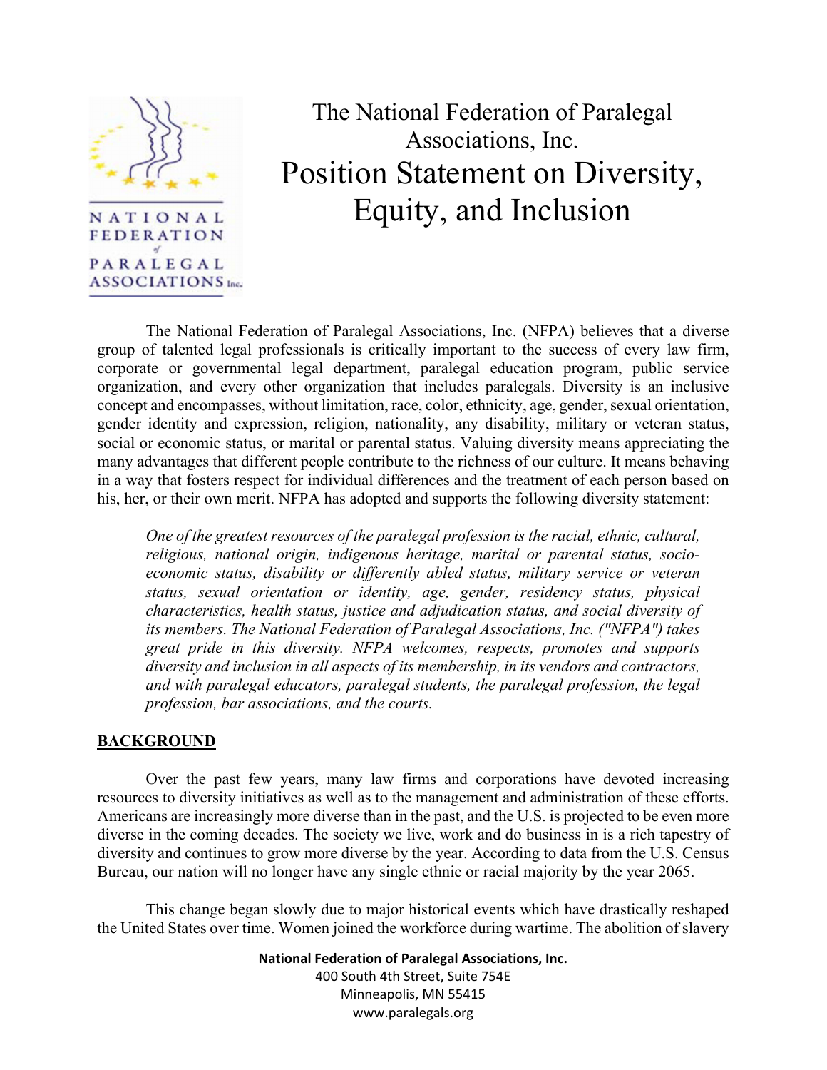# The National Federation of Paralegal Associations, Inc.

# Position Statement on Diversity, Equity, and Inclusion

The National Federation of Paralegal Associations, Inc. (NFPA) believes that a diverse group of talented legal professionals is critically important to the success of every law firm, corporate or governmental legal department, paralegal education program, public service organization, and every other organization that includes paralegals. Diversity is an inclusive concept and encompasses, without limitation, race, color, ethnicity, age, gender, sexual orientation, gender identity and expression, religion, nationality, any disability, military or veteran status, social or economic status, or marital or parental status. Valuing diversity means appreciating the many advantages that different people contribute to the richness of our culture. It means behaving in a way that fosters respect for individual differences and the treatment of each person based on his, her, or their own merit. NFPA has adopted and supports the following diversity statement:

> *One of the greatest resources of the paralegal profession is the racial, ethnic, cultural, religious, national origin, indigenous heritage, marital or parental status, socio-economic status, disability or differently abled status, military service or veteran status, sexual orientation or identity, age, gender, residency status, physical characteristics, health status, justice and adjudication status, and social diversity of its members. The National Federation of Paralegal Associations, Inc. ("NFPA") takes great pride in this diversity. NFPA welcomes, respects, promotes and supports diversity and inclusion in all aspects of its membership, in its vendors and contractors, and with paralegal educators, paralegal students, the paralegal profession, the legal profession, bar associations, and the courts.*

## BACKGROUND

Over the past few years, many law firms and corporations have devoted increasing resources to diversity initiatives as well as to the management and administration of these efforts. Americans are increasingly more diverse than in the past, and the U.S. is projected to be even more diverse in the coming decades. The society we live, work and do business in is a rich tapestry of diversity and continues to grow more diverse by the year. According to data from the U.S. Census Bureau, our nation will no longer have any single ethnic or racial majority by the year 2065.

This change began slowly due to major historical events which have drastically reshaped the United States over time. Women joined the workforce during wartime. The abolition of slavery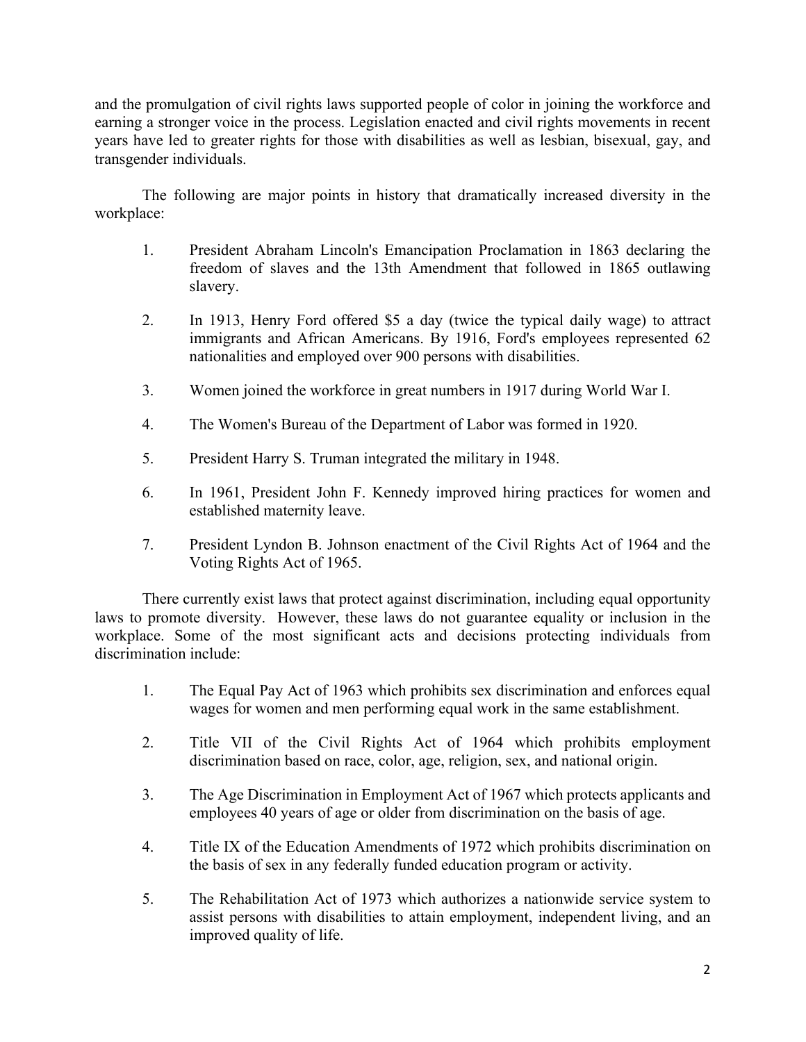and the promulgation of civil rights laws supported people of color in joining the workforce and earning a stronger voice in the process. Legislation enacted and civil rights movements in recent years have led to greater rights for those with disabilities as well as lesbian, bisexual, gay, and transgender individuals.

The following are major points in history that dramatically increased diversity in the workplace:

1. President Abraham Lincoln's Emancipation Proclamation in 1863 declaring the freedom of slaves and the 13th Amendment that followed in 1865 outlawing slavery.

2. In 1913, Henry Ford offered $5 a day (twice the typical daily wage) to attract immigrants and African Americans. By 1916, Ford's employees represented 62 nationalities and employed over 900 persons with disabilities.

3. Women joined the workforce in great numbers in 1917 during World War I.

4. The Women's Bureau of the Department of Labor was formed in 1920.

5. President Harry S. Truman integrated the military in 1948.

6. In 1961, President John F. Kennedy improved hiring practices for women and established maternity leave.

7. President Lyndon B. Johnson enactment of the Civil Rights Act of 1964 and the Voting Rights Act of 1965.

There currently exist laws that protect against discrimination, including equal opportunity laws to promote diversity. However, these laws do not guarantee equality or inclusion in the workplace. Some of the most significant acts and decisions protecting individuals from discrimination include:

1. The Equal Pay Act of 1963 which prohibits sex discrimination and enforces equal wages for women and men performing equal work in the same establishment.

2. Title VII of the Civil Rights Act of 1964 which prohibits employment discrimination based on race, color, age, religion, sex, and national origin.

3. The Age Discrimination in Employment Act of 1967 which protects applicants and employees 40 years of age or older from discrimination on the basis of age.

4. Title IX of the Education Amendments of 1972 which prohibits discrimination on the basis of sex in any federally funded education program or activity.

5. The Rehabilitation Act of 1973 which authorizes a nationwide service system to assist persons with disabilities to attain employment, independent living, and an improved quality of life.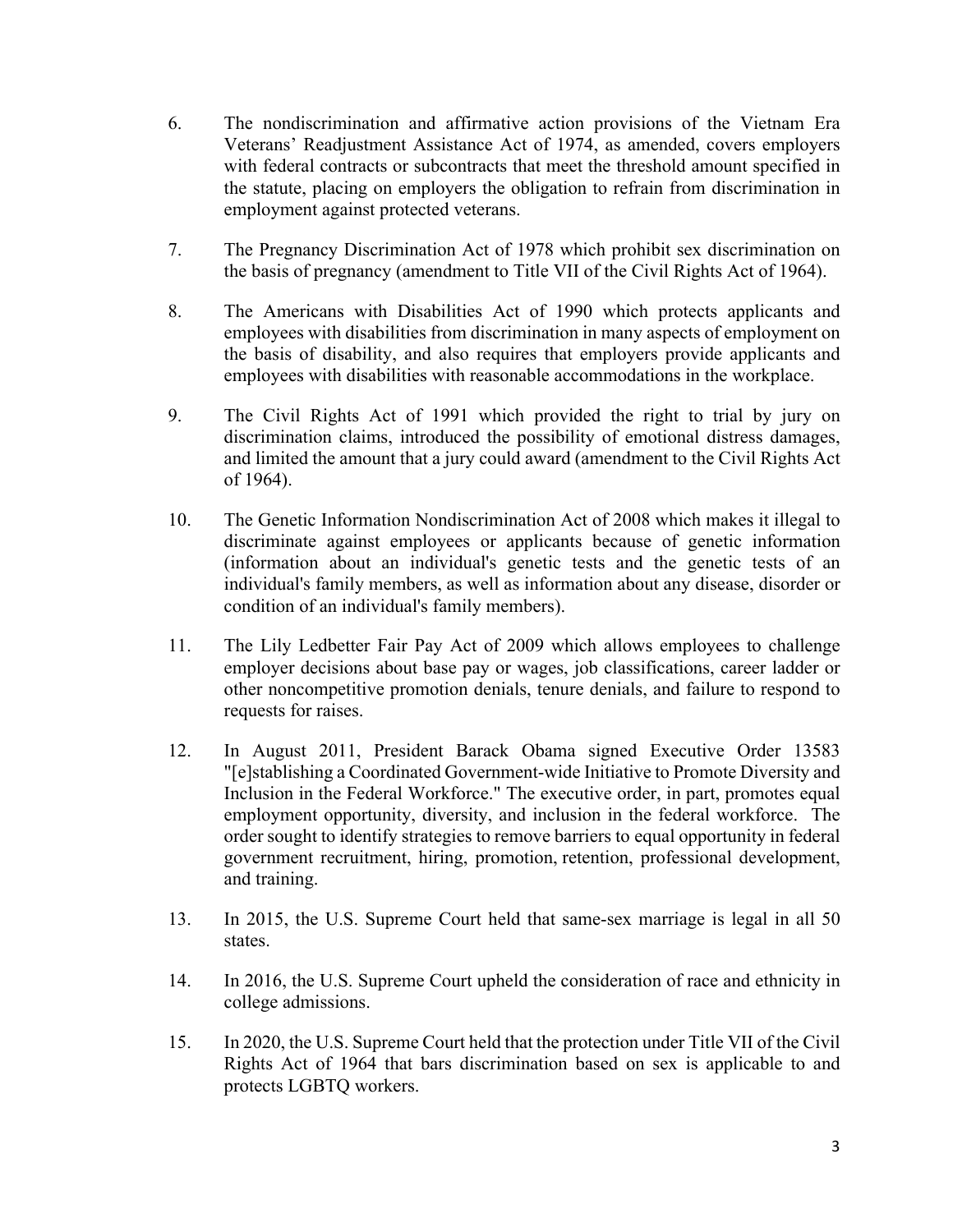6. The nondiscrimination and affirmative action provisions of the Vietnam Era Veterans' Readjustment Assistance Act of 1974, as amended, covers employers with federal contracts or subcontracts that meet the threshold amount specified in the statute, placing on employers the obligation to refrain from discrimination in employment against protected veterans.

7. The Pregnancy Discrimination Act of 1978 which prohibit sex discrimination on the basis of pregnancy (amendment to Title VII of the Civil Rights Act of 1964).

8. The Americans with Disabilities Act of 1990 which protects applicants and employees with disabilities from discrimination in many aspects of employment on the basis of disability, and also requires that employers provide applicants and employees with disabilities with reasonable accommodations in the workplace.

9. The Civil Rights Act of 1991 which provided the right to trial by jury on discrimination claims, introduced the possibility of emotional distress damages, and limited the amount that a jury could award (amendment to the Civil Rights Act of 1964).

10. The Genetic Information Nondiscrimination Act of 2008 which makes it illegal to discriminate against employees or applicants because of genetic information (information about an individual's genetic tests and the genetic tests of an individual's family members, as well as information about any disease, disorder or condition of an individual's family members).

11. The Lily Ledbetter Fair Pay Act of 2009 which allows employees to challenge employer decisions about base pay or wages, job classifications, career ladder or other noncompetitive promotion denials, tenure denials, and failure to respond to requests for raises.

12. In August 2011, President Barack Obama signed Executive Order 13583 "[e]stablishing a Coordinated Government-wide Initiative to Promote Diversity and Inclusion in the Federal Workforce." The executive order, in part, promotes equal employment opportunity, diversity, and inclusion in the federal workforce. The order sought to identify strategies to remove barriers to equal opportunity in federal government recruitment, hiring, promotion, retention, professional development, and training.

13. In 2015, the U.S. Supreme Court held that same-sex marriage is legal in all 50 states.

14. In 2016, the U.S. Supreme Court upheld the consideration of race and ethnicity in college admissions.

15. In 2020, the U.S. Supreme Court held that the protection under Title VII of the Civil Rights Act of 1964 that bars discrimination based on sex is applicable to and protects LGBTQ workers.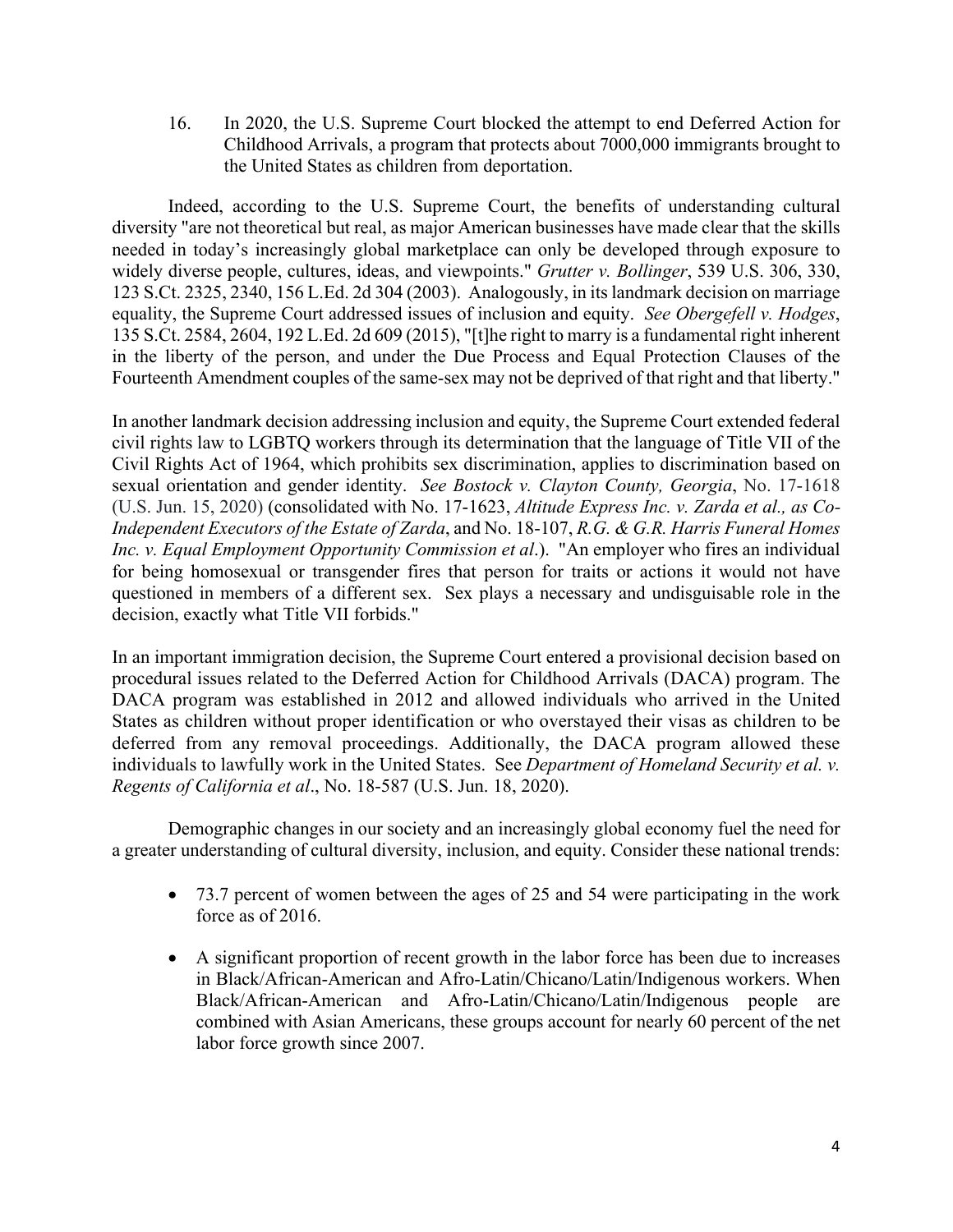16. In 2020, the U.S. Supreme Court blocked the attempt to end Deferred Action for Childhood Arrivals, a program that protects about 7000,000 immigrants brought to the United States as children from deportation.

Indeed, according to the U.S. Supreme Court, the benefits of understanding cultural diversity "are not theoretical but real, as major American businesses have made clear that the skills needed in today's increasingly global marketplace can only be developed through exposure to widely diverse people, cultures, ideas, and viewpoints." *Grutter v. Bollinger*, 539 U.S. 306, 330, 123 S.Ct. 2325, 2340, 156 L.Ed. 2d 304 (2003). Analogously, in its landmark decision on marriage equality, the Supreme Court addressed issues of inclusion and equity. *See Obergefell v. Hodges*, 135 S.Ct. 2584, 2604, 192 L.Ed. 2d 609 (2015), "[t]he right to marry is a fundamental right inherent in the liberty of the person, and under the Due Process and Equal Protection Clauses of the Fourteenth Amendment couples of the same-sex may not be deprived of that right and that liberty."

In another landmark decision addressing inclusion and equity, the Supreme Court extended federal civil rights law to LGBTQ workers through its determination that the language of Title VII of the Civil Rights Act of 1964, which prohibits sex discrimination, applies to discrimination based on sexual orientation and gender identity. *See Bostock v. Clayton County, Georgia*, No. 17-1618 (U.S. Jun. 15, 2020) (consolidated with No. 17-1623, *Altitude Express Inc. v. Zarda et al., as Co-Independent Executors of the Estate of Zarda*, and No. 18-107, *R.G. & G.R. Harris Funeral Homes Inc. v. Equal Employment Opportunity Commission et al*.). "An employer who fires an individual for being homosexual or transgender fires that person for traits or actions it would not have questioned in members of a different sex. Sex plays a necessary and undisguisable role in the decision, exactly what Title VII forbids."

In an important immigration decision, the Supreme Court entered a provisional decision based on procedural issues related to the Deferred Action for Childhood Arrivals (DACA) program. The DACA program was established in 2012 and allowed individuals who arrived in the United States as children without proper identification or who overstayed their visas as children to be deferred from any removal proceedings. Additionally, the DACA program allowed these individuals to lawfully work in the United States. See *Department of Homeland Security et al. v. Regents of California et al*., No. 18-587 (U.S. Jun. 18, 2020).

Demographic changes in our society and an increasingly global economy fuel the need for a greater understanding of cultural diversity, inclusion, and equity. Consider these national trends:

- 73.7 percent of women between the ages of 25 and 54 were participating in the work force as of 2016.
- A significant proportion of recent growth in the labor force has been due to increases in Black/African-American and Afro-Latin/Chicano/Latin/Indigenous workers. When Black/African-American and Afro-Latin/Chicano/Latin/Indigenous people are combined with Asian Americans, these groups account for nearly 60 percent of the net labor force growth since 2007.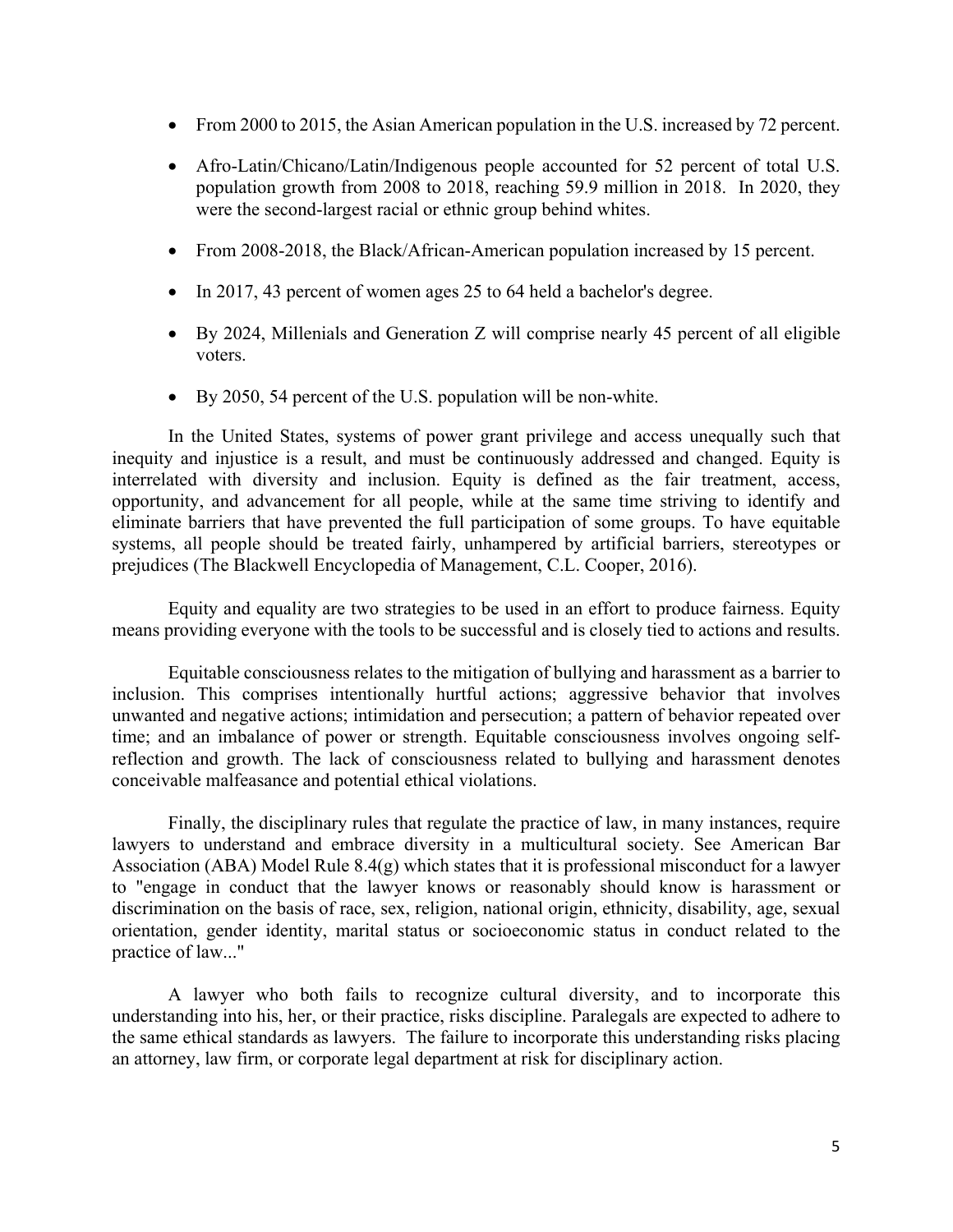- From 2000 to 2015, the Asian American population in the U.S. increased by 72 percent.
- Afro-Latin/Chicano/Latin/Indigenous people accounted for 52 percent of total U.S. population growth from 2008 to 2018, reaching 59.9 million in 2018. In 2020, they were the second-largest racial or ethnic group behind whites.
- From 2008-2018, the Black/African-American population increased by 15 percent.
- In 2017, 43 percent of women ages 25 to 64 held a bachelor's degree.
- By 2024, Millenials and Generation Z will comprise nearly 45 percent of all eligible voters.
- By 2050, 54 percent of the U.S. population will be non-white.

In the United States, systems of power grant privilege and access unequally such that inequity and injustice is a result, and must be continuously addressed and changed. Equity is interrelated with diversity and inclusion. Equity is defined as the fair treatment, access, opportunity, and advancement for all people, while at the same time striving to identify and eliminate barriers that have prevented the full participation of some groups. To have equitable systems, all people should be treated fairly, unhampered by artificial barriers, stereotypes or prejudices (The Blackwell Encyclopedia of Management, C.L. Cooper, 2016).

Equity and equality are two strategies to be used in an effort to produce fairness. Equity means providing everyone with the tools to be successful and is closely tied to actions and results.

Equitable consciousness relates to the mitigation of bullying and harassment as a barrier to inclusion. This comprises intentionally hurtful actions; aggressive behavior that involves unwanted and negative actions; intimidation and persecution; a pattern of behavior repeated over time; and an imbalance of power or strength. Equitable consciousness involves ongoing self-reflection and growth. The lack of consciousness related to bullying and harassment denotes conceivable malfeasance and potential ethical violations.

Finally, the disciplinary rules that regulate the practice of law, in many instances, require lawyers to understand and embrace diversity in a multicultural society. See American Bar Association (ABA) Model Rule 8.4(g) which states that it is professional misconduct for a lawyer to "engage in conduct that the lawyer knows or reasonably should know is harassment or discrimination on the basis of race, sex, religion, national origin, ethnicity, disability, age, sexual orientation, gender identity, marital status or socioeconomic status in conduct related to the practice of law..."

A lawyer who both fails to recognize cultural diversity, and to incorporate this understanding into his, her, or their practice, risks discipline. Paralegals are expected to adhere to the same ethical standards as lawyers. The failure to incorporate this understanding risks placing an attorney, law firm, or corporate legal department at risk for disciplinary action.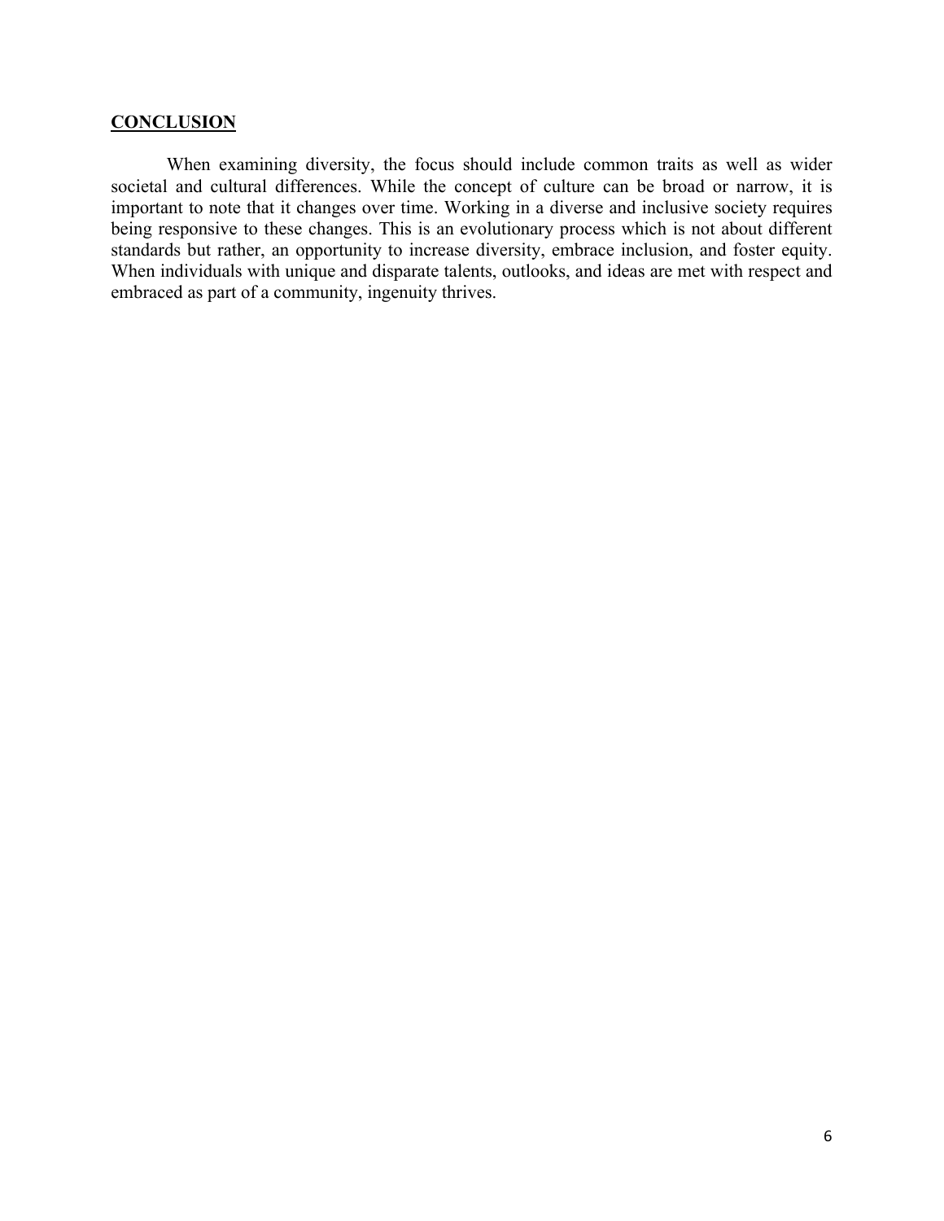## **CONCLUSION**

When examining diversity, the focus should include common traits as well as wider societal and cultural differences. While the concept of culture can be broad or narrow, it is important to note that it changes over time. Working in a diverse and inclusive society requires being responsive to these changes. This is an evolutionary process which is not about different standards but rather, an opportunity to increase diversity, embrace inclusion, and foster equity. When individuals with unique and disparate talents, outlooks, and ideas are met with respect and embraced as part of a community, ingenuity thrives.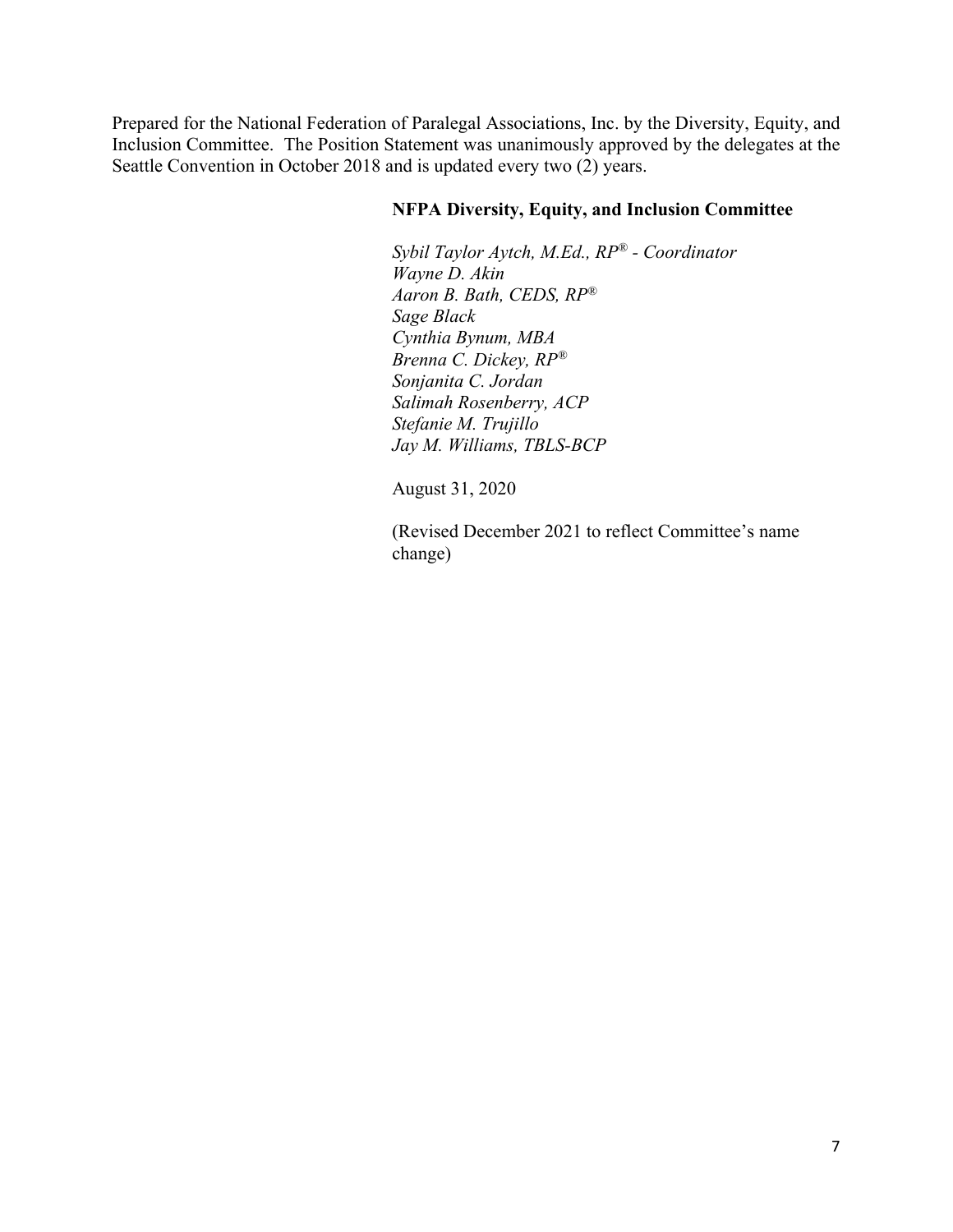Prepared for the National Federation of Paralegal Associations, Inc. by the Diversity, Equity, and Inclusion Committee. The Position Statement was unanimously approved by the delegates at the Seattle Convention in October 2018 and is updated every two (2) years.

**NFPA Diversity, Equity, and Inclusion Committee**

*Sybil Taylor Aytch, M.Ed., RP® - Coordinator*
*Wayne D. Akin*
*Aaron B. Bath, CEDS, RP®*
*Sage Black*
*Cynthia Bynum, MBA*
*Brenna C. Dickey, RP®*
*Sonjanita C. Jordan*
*Salimah Rosenberry, ACP*
*Stefanie M. Trujillo*
*Jay M. Williams, TBLS-BCP*

August 31, 2020

(Revised December 2021 to reflect Committee's name change)